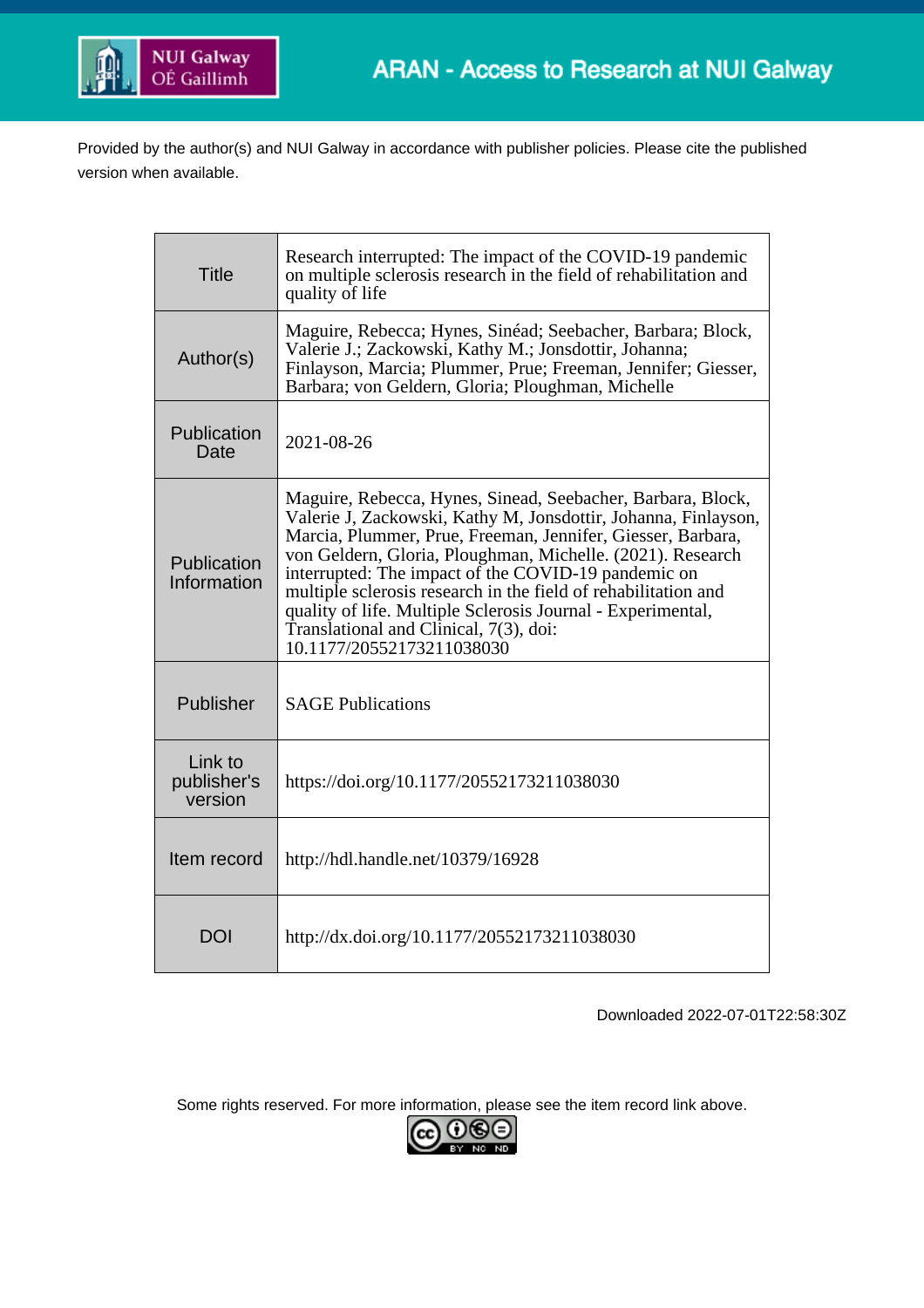NUI Galway
OÉ Gaillimh

ARAN - Access to Research at NUI Galway

Provided by the author(s) and NUI Galway in accordance with publisher policies. Please cite the published version when available.

| | |
|---|---|
| Title | Research interrupted: The impact of the COVID-19 pandemic on multiple sclerosis research in the field of rehabilitation and quality of life |
| Author(s) | Maguire, Rebecca; Hynes, Sinéad; Seebacher, Barbara; Block, Valerie J.; Zackowski, Kathy M.; Jonsdottir, Johanna; Finlayson, Marcia; Plummer, Prue; Freeman, Jennifer; Giesser, Barbara; von Geldern, Gloria; Ploughman, Michelle |
| Publication Date | 2021-08-26 |
| Publication Information | Maguire, Rebecca, Hynes, Sinead, Seebacher, Barbara, Block, Valerie J, Zackowski, Kathy M, Jonsdottir, Johanna, Finlayson, Marcia, Plummer, Prue, Freeman, Jennifer, Giesser, Barbara, von Geldern, Gloria, Ploughman, Michelle. (2021). Research interrupted: The impact of the COVID-19 pandemic on multiple sclerosis research in the field of rehabilitation and quality of life. Multiple Sclerosis Journal - Experimental, Translational and Clinical, 7(3), doi: 10.1177/20552173211038030 |
| Publisher | SAGE Publications |
| Link to publisher's version | https://doi.org/10.1177/20552173211038030 |
| Item record | http://hdl.handle.net/10379/16928 |
| DOI | http://dx.doi.org/10.1177/20552173211038030 |

Downloaded 2022-07-01T22:58:30Z

Some rights reserved. For more information, please see the item record link above.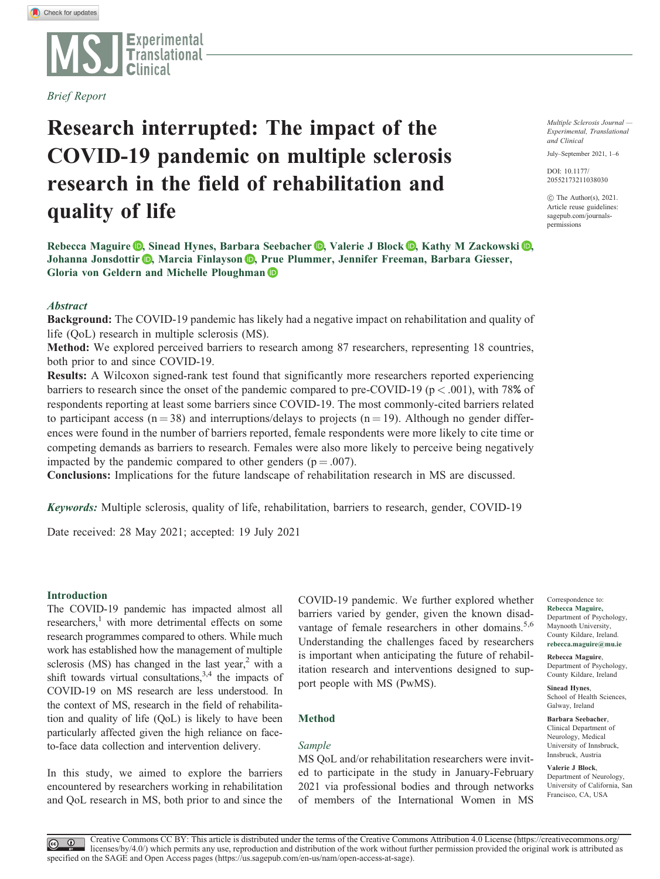*Brief Report*

# Research interrupted: The impact of the COVID-19 pandemic on multiple sclerosis research in the field of rehabilitation and quality of life

**Rebecca Maguire, Sinead Hynes, Barbara Seebacher, Valerie J Block, Kathy M Zackowski, Johanna Jonsdottir, Marcia Finlayson, Prue Plummer, Jennifer Freeman, Barbara Giesser, Gloria von Geldern and Michelle Ploughman**

*Multiple Sclerosis Journal — Experimental, Translational and Clinical*

July–September 2021, 1–6

DOI: 10.1177/20552173211038030

© The Author(s), 2021. Article reuse guidelines: sagepub.com/journals-permissions

## *Abstract*

**Background:** The COVID-19 pandemic has likely had a negative impact on rehabilitation and quality of life (QoL) research in multiple sclerosis (MS).

**Method:** We explored perceived barriers to research among 87 researchers, representing 18 countries, both prior to and since COVID-19.

**Results:** A Wilcoxon signed-rank test found that significantly more researchers reported experiencing barriers to research since the onset of the pandemic compared to pre-COVID-19 ($p < .001$), with 78% of respondents reporting at least some barriers since COVID-19. The most commonly-cited barriers related to participant access ($n = 38$) and interruptions/delays to projects ($n = 19$). Although no gender differences were found in the number of barriers reported, female respondents were more likely to cite time or competing demands as barriers to research. Females were also more likely to perceive being negatively impacted by the pandemic compared to other genders ($p = .007$).

**Conclusions:** Implications for the future landscape of rehabilitation research in MS are discussed.

***Keywords:*** Multiple sclerosis, quality of life, rehabilitation, barriers to research, gender, COVID-19

Date received: 28 May 2021; accepted: 19 July 2021

## Introduction

The COVID-19 pandemic has impacted almost all researchers,[1] with more detrimental effects on some research programmes compared to others. While much work has established how the management of multiple sclerosis (MS) has changed in the last year,[2] with a shift towards virtual consultations,[3,4] the impacts of COVID-19 on MS research are less understood. In the context of MS, research in the field of rehabilitation and quality of life (QoL) is likely to have been particularly affected given the high reliance on face-to-face data collection and intervention delivery.

In this study, we aimed to explore the barriers encountered by researchers working in rehabilitation and QoL research in MS, both prior to and since the COVID-19 pandemic. We further explored whether barriers varied by gender, given the known disadvantage of female researchers in other domains.[5,6] Understanding the challenges faced by researchers is important when anticipating the future of rehabilitation research and interventions designed to support people with MS (PwMS).

## Method

### *Sample*

MS QoL and/or rehabilitation researchers were invited to participate in the study in January-February 2021 via professional bodies and through networks of members of the International Women in MS

Correspondence to: **Rebecca Maguire,** Department of Psychology, Maynooth University, County Kildare, Ireland. **rebecca.maguire@mu.ie**

**Rebecca Maguire**, Department of Psychology, County Kildare, Ireland

**Sinead Hynes**, School of Health Sciences, Galway, Ireland

**Barbara Seebacher**, Clinical Department of Neurology, Medical University of Innsbruck, Innsbruck, Austria

**Valerie J Block**, Department of Neurology, University of California, San Francisco, CA, USA

Creative Commons CC BY: This article is distributed under the terms of the Creative Commons Attribution 4.0 License (https://creativecommons.org/licenses/by/4.0/) which permits any use, reproduction and distribution of the work without further permission provided the original work is attributed as specified on the SAGE and Open Access pages (https://us.sagepub.com/en-us/nam/open-access-at-sage).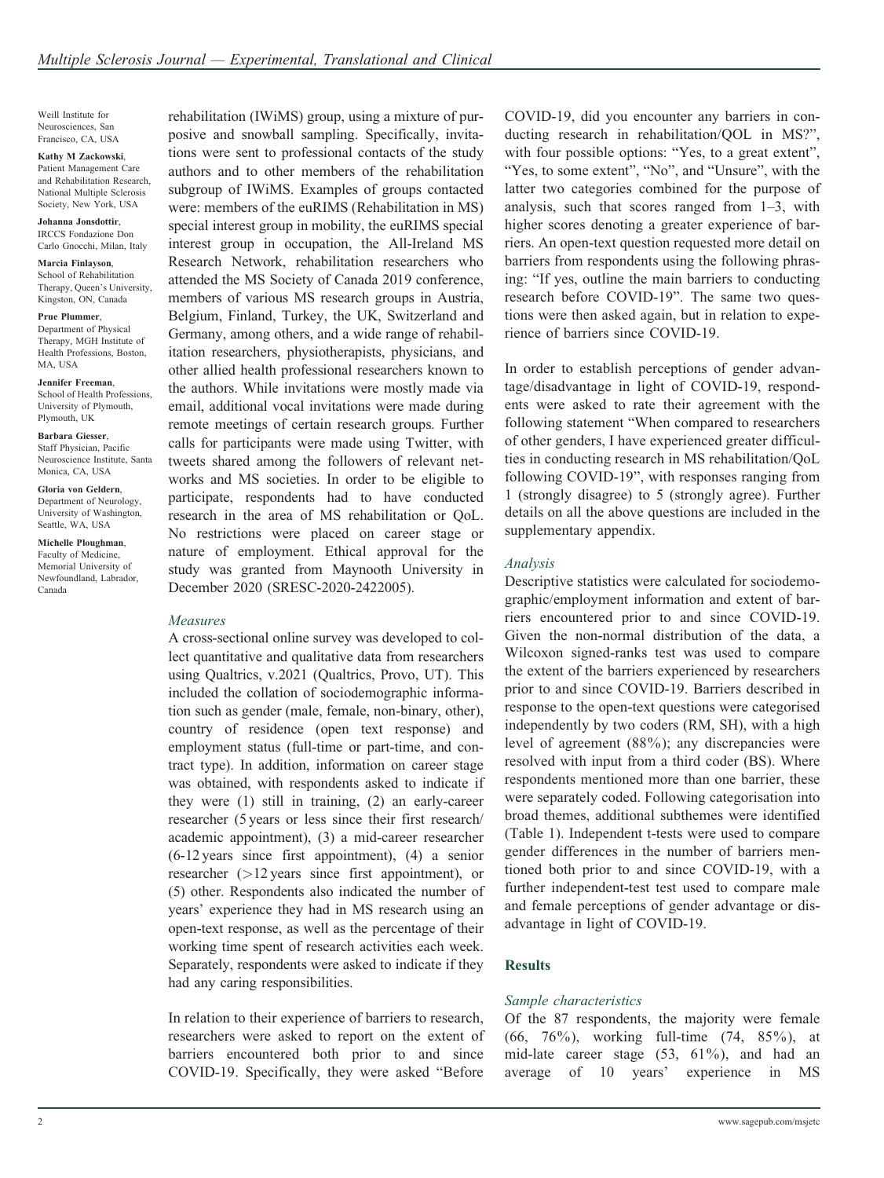Weill Institute for Neurosciences, San Francisco, CA, USA

**Kathy M Zackowski**, Patient Management Care and Rehabilitation Research, National Multiple Sclerosis Society, New York, USA

**Johanna Jonsdottir**, IRCCS Fondazione Don Carlo Gnocchi, Milan, Italy

**Marcia Finlayson**, School of Rehabilitation Therapy, Queen's University, Kingston, ON, Canada

**Prue Plummer**, Department of Physical Therapy, MGH Institute of Health Professions, Boston, MA, USA

**Jennifer Freeman**, School of Health Professions, University of Plymouth, Plymouth, UK

**Barbara Giesser**, Staff Physician, Pacific Neuroscience Institute, Santa Monica, CA, USA

**Gloria von Geldern**, Department of Neurology, University of Washington, Seattle, WA, USA

**Michelle Ploughman**, Faculty of Medicine, Memorial University of Newfoundland, Labrador, Canada

rehabilitation (IWiMS) group, using a mixture of purposive and snowball sampling. Specifically, invitations were sent to professional contacts of the study authors and to other members of the rehabilitation subgroup of IWiMS. Examples of groups contacted were: members of the euRIMS (Rehabilitation in MS) special interest group in mobility, the euRIMS special interest group in occupation, the All-Ireland MS Research Network, rehabilitation researchers who attended the MS Society of Canada 2019 conference, members of various MS research groups in Austria, Belgium, Finland, Turkey, the UK, Switzerland and Germany, among others, and a wide range of rehabilitation researchers, physiotherapists, physicians, and other allied health professional researchers known to the authors. While invitations were mostly made via email, additional vocal invitations were made during remote meetings of certain research groups. Further calls for participants were made using Twitter, with tweets shared among the followers of relevant networks and MS societies. In order to be eligible to participate, respondents had to have conducted research in the area of MS rehabilitation or QoL. No restrictions were placed on career stage or nature of employment. Ethical approval for the study was granted from Maynooth University in December 2020 (SRESC-2020-2422005).

### *Measures*

A cross-sectional online survey was developed to collect quantitative and qualitative data from researchers using Qualtrics, v.2021 (Qualtrics, Provo, UT). This included the collation of sociodemographic information such as gender (male, female, non-binary, other), country of residence (open text response) and employment status (full-time or part-time, and contract type). In addition, information on career stage was obtained, with respondents asked to indicate if they were (1) still in training, (2) an early-career researcher (5 years or less since their first research/academic appointment), (3) a mid-career researcher (6-12 years since first appointment), (4) a senior researcher (>12 years since first appointment), or (5) other. Respondents also indicated the number of years' experience they had in MS research using an open-text response, as well as the percentage of their working time spent of research activities each week. Separately, respondents were asked to indicate if they had any caring responsibilities.

In relation to their experience of barriers to research, researchers were asked to report on the extent of barriers encountered both prior to and since COVID-19. Specifically, they were asked "Before COVID-19, did you encounter any barriers in conducting research in rehabilitation/QOL in MS?", with four possible options: "Yes, to a great extent", "Yes, to some extent", "No", and "Unsure", with the latter two categories combined for the purpose of analysis, such that scores ranged from 1–3, with higher scores denoting a greater experience of barriers. An open-text question requested more detail on barriers from respondents using the following phrasing: "If yes, outline the main barriers to conducting research before COVID-19". The same two questions were then asked again, but in relation to experience of barriers since COVID-19.

In order to establish perceptions of gender advantage/disadvantage in light of COVID-19, respondents were asked to rate their agreement with the following statement "When compared to researchers of other genders, I have experienced greater difficulties in conducting research in MS rehabilitation/QoL following COVID-19", with responses ranging from 1 (strongly disagree) to 5 (strongly agree). Further details on all the above questions are included in the supplementary appendix.

### *Analysis*

Descriptive statistics were calculated for sociodemographic/employment information and extent of barriers encountered prior to and since COVID-19. Given the non-normal distribution of the data, a Wilcoxon signed-ranks test was used to compare the extent of the barriers experienced by researchers prior to and since COVID-19. Barriers described in response to the open-text questions were categorised independently by two coders (RM, SH), with a high level of agreement (88%); any discrepancies were resolved with input from a third coder (BS). Where respondents mentioned more than one barrier, these were separately coded. Following categorisation into broad themes, additional subthemes were identified (Table 1). Independent t-tests were used to compare gender differences in the number of barriers mentioned both prior to and since COVID-19, with a further independent-test test used to compare male and female perceptions of gender advantage or disadvantage in light of COVID-19.

## **Results**

### *Sample characteristics*

Of the 87 respondents, the majority were female (66, 76%), working full-time (74, 85%), at mid-late career stage (53, 61%), and had an average of 10 years' experience in MS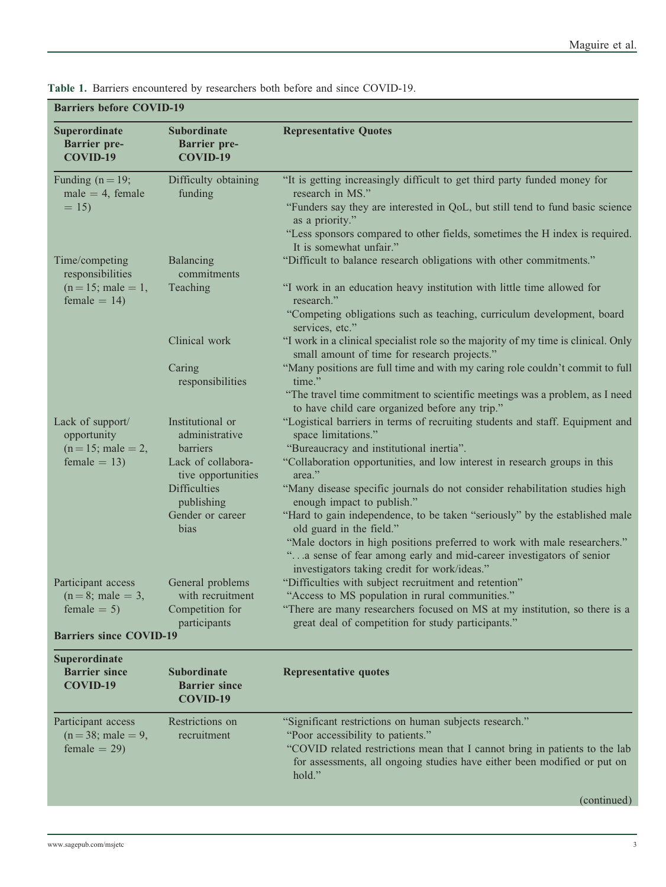**Table 1.** Barriers encountered by researchers both before and since COVID-19.

**Barriers before COVID-19**

| Superordinate Barrier pre-COVID-19 | Subordinate Barrier pre-COVID-19 | Representative Quotes |
|---|---|---|
| Funding (n = 19; male = 4, female = 15) | Difficulty obtaining funding | "It is getting increasingly difficult to get third party funded money for research in MS." "Funders say they are interested in QoL, but still tend to fund basic science as a priority." "Less sponsors compared to other fields, sometimes the H index is required. It is somewhat unfair." |
| Time/competing responsibilities (n = 15; male = 1, female = 14) | Balancing commitments | "Difficult to balance research obligations with other commitments." |
| | Teaching | "I work in an education heavy institution with little time allowed for research." "Competing obligations such as teaching, curriculum development, board services, etc." |
| | Clinical work | "I work in a clinical specialist role so the majority of my time is clinical. Only small amount of time for research projects." |
| | Caring responsibilities | "Many positions are full time and with my caring role couldn't commit to full time." "The travel time commitment to scientific meetings was a problem, as I need to have child care organized before any trip." |
| Lack of support/ opportunity (n = 15; male = 2, female = 13) | Institutional or administrative barriers | "Logistical barriers in terms of recruiting students and staff. Equipment and space limitations." "Bureaucracy and institutional inertia". |
| | Lack of collaborative opportunities | "Collaboration opportunities, and low interest in research groups in this area." |
| | Difficulties publishing | "Many disease specific journals do not consider rehabilitation studies high enough impact to publish." |
| | Gender or career bias | "Hard to gain independence, to be taken "seriously" by the established male old guard in the field." "Male doctors in high positions preferred to work with male researchers." "...a sense of fear among early and mid-career investigators of senior investigators taking credit for work/ideas." |
| Participant access (n = 8; male = 3, female = 5) | General problems with recruitment | "Difficulties with subject recruitment and retention" "Access to MS population in rural communities." |
| | Competition for participants | "There are many researchers focused on MS at my institution, so there is a great deal of competition for study participants." |

**Barriers since COVID-19**

| Superordinate Barrier since COVID-19 | Subordinate Barrier since COVID-19 | Representative quotes |
|---|---|---|
| Participant access (n = 38; male = 9, female = 29) | Restrictions on recruitment | "Significant restrictions on human subjects research." "Poor accessibility to patients." "COVID related restrictions mean that I cannot bring in patients to the lab for assessments, all ongoing studies have either been modified or put on hold." |

(continued)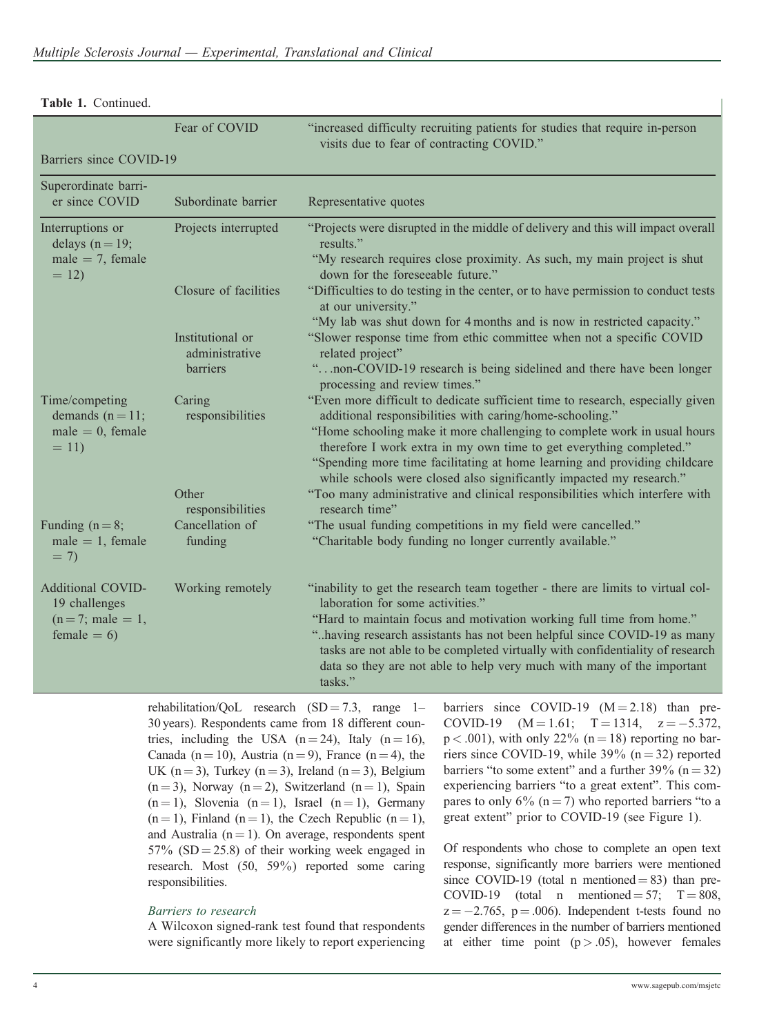**Table 1.** Continued.

| | Fear of COVID | "increased difficulty recruiting patients for studies that require in-person visits due to fear of contracting COVID." |
|---|---|---|
| **Barriers since COVID-19** | | |
| Superordinate barrier since COVID | Subordinate barrier | Representative quotes |
| Interruptions or delays (n = 19; male = 7, female = 12) | Projects interrupted | "Projects were disrupted in the middle of delivery and this will impact overall results." "My research requires close proximity. As such, my main project is shut down for the foreseeable future." |
| | Closure of facilities | "Difficulties to do testing in the center, or to have permission to conduct tests at our university." "My lab was shut down for 4 months and is now in restricted capacity." |
| | Institutional or administrative barriers | "Slower response time from ethic committee when not a specific COVID related project" "…non-COVID-19 research is being sidelined and there have been longer processing and review times." |
| Time/competing demands (n = 11; male = 0, female = 11) | Caring responsibilities | "Even more difficult to dedicate sufficient time to research, especially given additional responsibilities with caring/home-schooling." "Home schooling make it more challenging to complete work in usual hours therefore I work extra in my own time to get everything completed." "Spending more time facilitating at home learning and providing childcare while schools were closed also significantly impacted my research." |
| | Other responsibilities | "Too many administrative and clinical responsibilities which interfere with research time" |
| Funding (n = 8; male = 1, female = 7) | Cancellation of funding | "The usual funding competitions in my field were cancelled." "Charitable body funding no longer currently available." |
| Additional COVID-19 challenges (n = 7; male = 1, female = 6) | Working remotely | "inability to get the research team together - there are limits to virtual collaboration for some activities." "Hard to maintain focus and motivation working full time from home." "..having research assistants has not been helpful since COVID-19 as many tasks are not able to be completed virtually with confidentiality of research data so they are not able to help very much with many of the important tasks." |

rehabilitation/QoL research (SD = 7.3, range 1–30 years). Respondents came from 18 different countries, including the USA (n = 24), Italy (n = 16), Canada (n = 10), Austria (n = 9), France (n = 4), the UK (n = 3), Turkey (n = 3), Ireland (n = 3), Belgium (n = 3), Norway (n = 2), Switzerland (n = 1), Spain (n = 1), Slovenia (n = 1), Israel (n = 1), Germany (n = 1), Finland (n = 1), the Czech Republic (n = 1), and Australia (n = 1). On average, respondents spent 57% (SD = 25.8) of their working week engaged in research. Most (50, 59%) reported some caring responsibilities.

### *Barriers to research*

A Wilcoxon signed-rank test found that respondents were significantly more likely to report experiencing barriers since COVID-19 (M = 2.18) than pre-COVID-19 (M = 1.61; T = 1314, $z = -5.372$, $p < .001$), with only 22% (n = 18) reporting no barriers since COVID-19, while 39% (n = 32) reported barriers "to some extent" and a further 39% (n = 32) experiencing barriers "to a great extent". This compares to only 6% (n = 7) who reported barriers "to a great extent" prior to COVID-19 (see Figure 1).

Of respondents who chose to complete an open text response, significantly more barriers were mentioned since COVID-19 (total n mentioned = 83) than pre-COVID-19 (total n mentioned = 57; T = 808, $z = -2.765$, $p = .006$). Independent t-tests found no gender differences in the number of barriers mentioned at either time point ($p > .05$), however females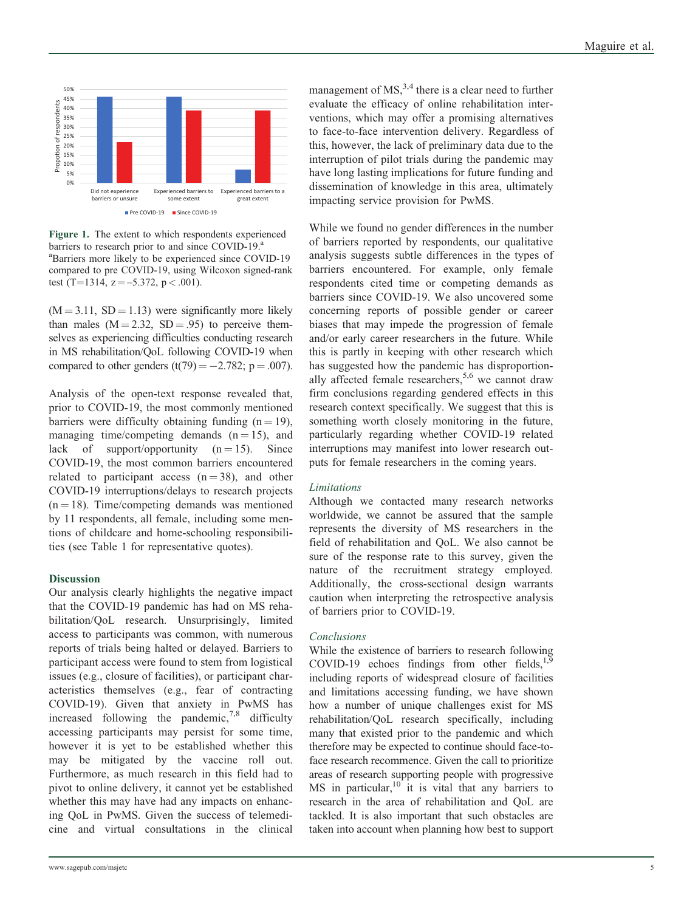Figure 1. The extent to which respondents experienced barriers to research prior to and since COVID-19.[a]
[a]Barriers more likely to be experienced since COVID-19 compared to pre COVID-19, using Wilcoxon signed-rank test ($T=1314$, $z=-5.372$, $p<.001$).

($M=3.11$, $SD=1.13$) were significantly more likely than males ($M=2.32$, $SD=.95$) to perceive themselves as experiencing difficulties conducting research in MS rehabilitation/QoL following COVID-19 when compared to other genders ($t(79)=-2.782$; $p=.007$).

Analysis of the open-text response revealed that, prior to COVID-19, the most commonly mentioned barriers were difficulty obtaining funding ($n=19$), managing time/competing demands ($n=15$), and lack of support/opportunity ($n=15$). Since COVID-19, the most common barriers encountered related to participant access ($n=38$), and other COVID-19 interruptions/delays to research projects ($n=18$). Time/competing demands was mentioned by 11 respondents, all female, including some mentions of childcare and home-schooling responsibilities (see Table 1 for representative quotes).

## Discussion

Our analysis clearly highlights the negative impact that the COVID-19 pandemic has had on MS rehabilitation/QoL research. Unsurprisingly, limited access to participants was common, with numerous reports of trials being halted or delayed. Barriers to participant access were found to stem from logistical issues (e.g., closure of facilities), or participant characteristics themselves (e.g., fear of contracting COVID-19). Given that anxiety in PwMS has increased following the pandemic,[7,8] difficulty accessing participants may persist for some time, however it is yet to be established whether this may be mitigated by the vaccine roll out. Furthermore, as much research in this field had to pivot to online delivery, it cannot yet be established whether this may have had any impacts on enhancing QoL in PwMS. Given the success of telemedicine and virtual consultations in the clinical management of MS,[3,4] there is a clear need to further evaluate the efficacy of online rehabilitation interventions, which may offer a promising alternatives to face-to-face intervention delivery. Regardless of this, however, the lack of preliminary data due to the interruption of pilot trials during the pandemic may have long lasting implications for future funding and dissemination of knowledge in this area, ultimately impacting service provision for PwMS.

While we found no gender differences in the number of barriers reported by respondents, our qualitative analysis suggests subtle differences in the types of barriers encountered. For example, only female respondents cited time or competing demands as barriers since COVID-19. We also uncovered some concerning reports of possible gender or career biases that may impede the progression of female and/or early career researchers in the future. While this is partly in keeping with other research which has suggested how the pandemic has disproportionally affected female researchers,[5,6] we cannot draw firm conclusions regarding gendered effects in this research context specifically. We suggest that this is something worth closely monitoring in the future, particularly regarding whether COVID-19 related interruptions may manifest into lower research outputs for female researchers in the coming years.

### *Limitations*

Although we contacted many research networks worldwide, we cannot be assured that the sample represents the diversity of MS researchers in the field of rehabilitation and QoL. We also cannot be sure of the response rate to this survey, given the nature of the recruitment strategy employed. Additionally, the cross-sectional design warrants caution when interpreting the retrospective analysis of barriers prior to COVID-19.

### *Conclusions*

While the existence of barriers to research following COVID-19 echoes findings from other fields,[1,9] including reports of widespread closure of facilities and limitations accessing funding, we have shown how a number of unique challenges exist for MS rehabilitation/QoL research specifically, including many that existed prior to the pandemic and which therefore may be expected to continue should face-to-face research recommence. Given the call to prioritize areas of research supporting people with progressive MS in particular,[10] it is vital that any barriers to research in the area of rehabilitation and QoL are tackled. It is also important that such obstacles are taken into account when planning how best to support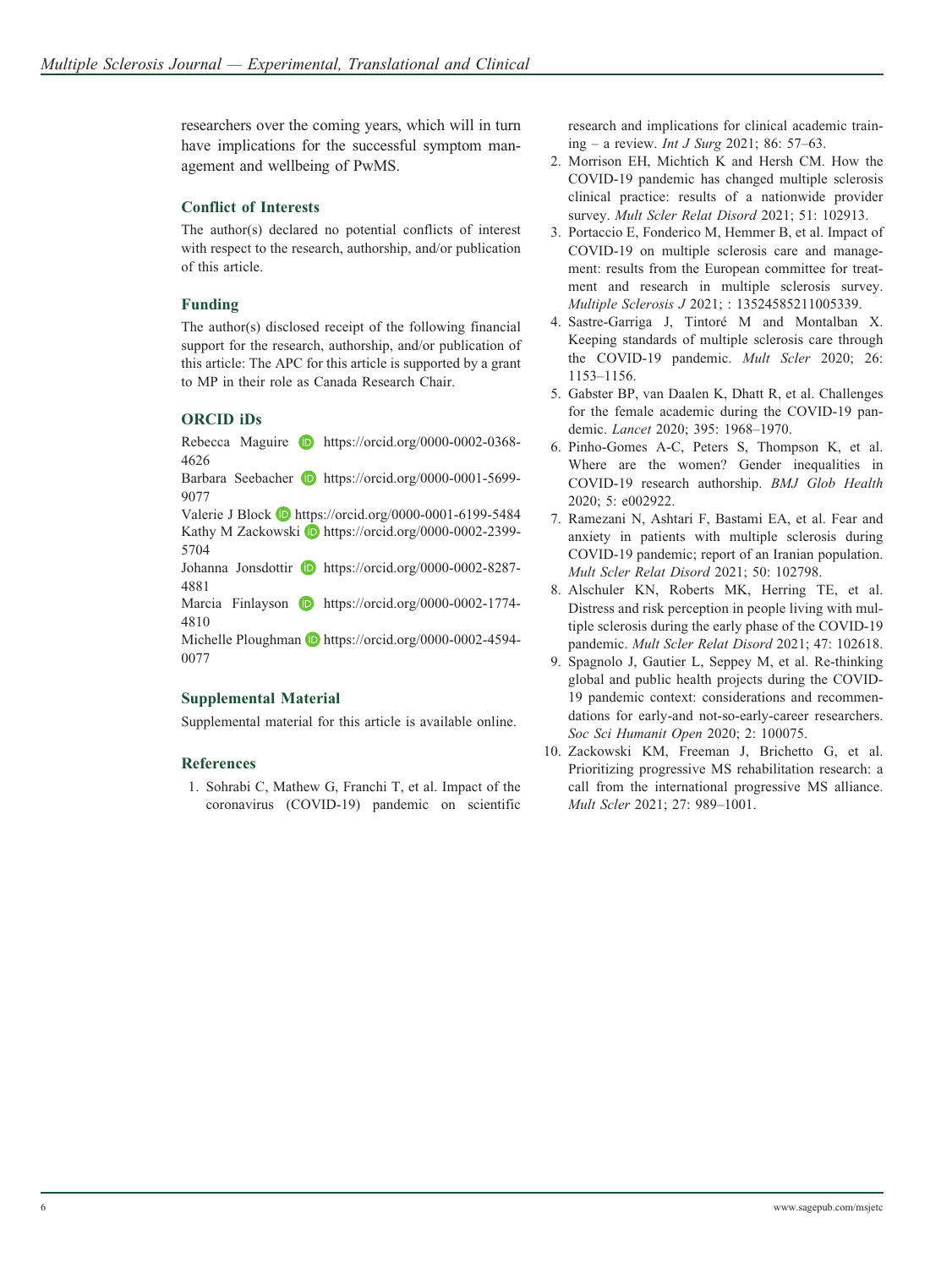researchers over the coming years, which will in turn have implications for the successful symptom management and wellbeing of PwMS.

## Conflict of Interests

The author(s) declared no potential conflicts of interest with respect to the research, authorship, and/or publication of this article.

## Funding

The author(s) disclosed receipt of the following financial support for the research, authorship, and/or publication of this article: The APC for this article is supported by a grant to MP in their role as Canada Research Chair.

## ORCID iDs

Rebecca Maguire https://orcid.org/0000-0002-0368-4626
Barbara Seebacher https://orcid.org/0000-0001-5699-9077
Valerie J Block https://orcid.org/0000-0001-6199-5484
Kathy M Zackowski https://orcid.org/0000-0002-2399-5704
Johanna Jonsdottir https://orcid.org/0000-0002-8287-4881
Marcia Finlayson https://orcid.org/0000-0002-1774-4810
Michelle Ploughman https://orcid.org/0000-0002-4594-0077

## Supplemental Material

Supplemental material for this article is available online.

## References

1. Sohrabi C, Mathew G, Franchi T, et al. Impact of the coronavirus (COVID-19) pandemic on scientific research and implications for clinical academic training – a review. *Int J Surg* 2021; 86: 57–63.
2. Morrison EH, Michtich K and Hersh CM. How the COVID-19 pandemic has changed multiple sclerosis clinical practice: results of a nationwide provider survey. *Mult Scler Relat Disord* 2021; 51: 102913.
3. Portaccio E, Fonderico M, Hemmer B, et al. Impact of COVID-19 on multiple sclerosis care and management: results from the European committee for treatment and research in multiple sclerosis survey. *Multiple Sclerosis J* 2021; : 13524585211005339.
4. Sastre-Garriga J, Tintoré M and Montalban X. Keeping standards of multiple sclerosis care through the COVID-19 pandemic. *Mult Scler* 2020; 26: 1153–1156.
5. Gabster BP, van Daalen K, Dhatt R, et al. Challenges for the female academic during the COVID-19 pandemic. *Lancet* 2020; 395: 1968–1970.
6. Pinho-Gomes A-C, Peters S, Thompson K, et al. Where are the women? Gender inequalities in COVID-19 research authorship. *BMJ Glob Health* 2020; 5: e002922.
7. Ramezani N, Ashtari F, Bastami EA, et al. Fear and anxiety in patients with multiple sclerosis during COVID-19 pandemic; report of an Iranian population. *Mult Scler Relat Disord* 2021; 50: 102798.
8. Alschuler KN, Roberts MK, Herring TE, et al. Distress and risk perception in people living with multiple sclerosis during the early phase of the COVID-19 pandemic. *Mult Scler Relat Disord* 2021; 47: 102618.
9. Spagnolo J, Gautier L, Seppey M, et al. Re-thinking global and public health projects during the COVID-19 pandemic context: considerations and recommendations for early-and not-so-early-career researchers. *Soc Sci Humanit Open* 2020; 2: 100075.
10. Zackowski KM, Freeman J, Brichetto G, et al. Prioritizing progressive MS rehabilitation research: a call from the international progressive MS alliance. *Mult Scler* 2021; 27: 989–1001.